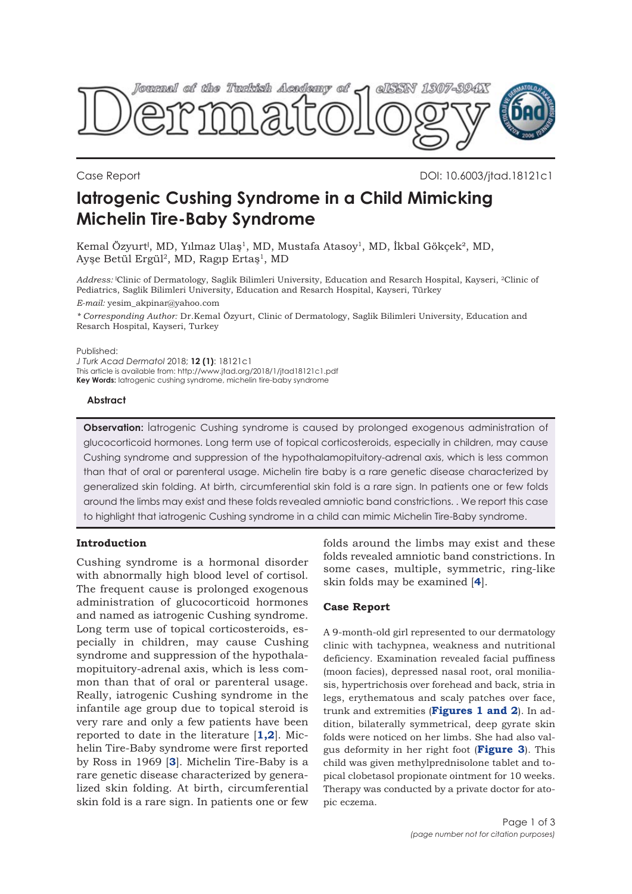Case Report

DOI: 10.6003/jtad.18121c1

# Iatrogenic Cushing Syndrome in a Child Mimicking Michelin Tire-Baby Syndrome

Kemal Özyurt[1], MD, Yılmaz Ulaş[1], MD, Mustafa Atasoy[1], MD, İkbal Gökçek[2], MD, Ayşe Betül Ergül[2], MD, Ragıp Ertaş[1], MD

*Address:* [1]Clinic of Dermatology, Saglik Bilimleri University, Education and Resarch Hospital, Kayseri, [2]Clinic of Pediatrics, Saglik Bilimleri University, Education and Resarch Hospital, Kayseri, Türkey

*E-mail:* yesim_akpinar@yahoo.com

*\* Corresponding Author:* Dr.Kemal Özyurt, Clinic of Dermatology, Saglik Bilimleri University, Education and Resarch Hospital, Kayseri, Turkey

Published:
*J Turk Acad Dermatol* 2018; **12 (1)**: 18121c1
This article is available from: http://www.jtad.org/2018/1/jtad18121c1.pdf
**Key Words:** Iatrogenic cushing syndrome, michelin tire-baby syndrome

### Abstract

**Observation:** İatrogenic Cushing syndrome is caused by prolonged exogenous administration of glucocorticoid hormones. Long term use of topical corticosteroids, especially in children, may cause Cushing syndrome and suppression of the hypothalamopituitory-adrenal axis, which is less common than that of oral or parenteral usage. Michelin tire baby is a rare genetic disease characterized by generalized skin folding. At birth, circumferential skin fold is a rare sign. In patients one or few folds around the limbs may exist and these folds revealed amniotic band constrictions. . We report this case to highlight that iatrogenic Cushing syndrome in a child can mimic Michelin Tire-Baby syndrome.

## Introduction

Cushing syndrome is a hormonal disorder with abnormally high blood level of cortisol. The frequent cause is prolonged exogenous administration of glucocorticoid hormones and named as iatrogenic Cushing syndrome. Long term use of topical corticosteroids, especially in children, may cause Cushing syndrome and suppression of the hypothalamopituitory-adrenal axis, which is less common than that of oral or parenteral usage. Really, iatrogenic Cushing syndrome in the infantile age group due to topical steroid is very rare and only a few patients have been reported to date in the literature [1,2]. Michelin Tire-Baby syndrome were first reported by Ross in 1969 [3]. Michelin Tire-Baby is a rare genetic disease characterized by generalized skin folding. At birth, circumferential skin fold is a rare sign. In patients one or few folds around the limbs may exist and these folds revealed amniotic band constrictions. In some cases, multiple, symmetric, ring-like skin folds may be examined [4].

## Case Report

A 9-month-old girl represented to our dermatology clinic with tachypnea, weakness and nutritional deficiency. Examination revealed facial puffiness (moon facies), depressed nasal root, oral moniliasis, hypertrichosis over forehead and back, stria in legs, erythematous and scaly patches over face, trunk and extremities (**Figures 1 and 2**). In addition, bilaterally symmetrical, deep gyrate skin folds were noticed on her limbs. She had also valgus deformity in her right foot (**Figure 3**). This child was given methylprednisolone tablet and topical clobetasol propionate ointment for 10 weeks. Therapy was conducted by a private doctor for atopic eczema.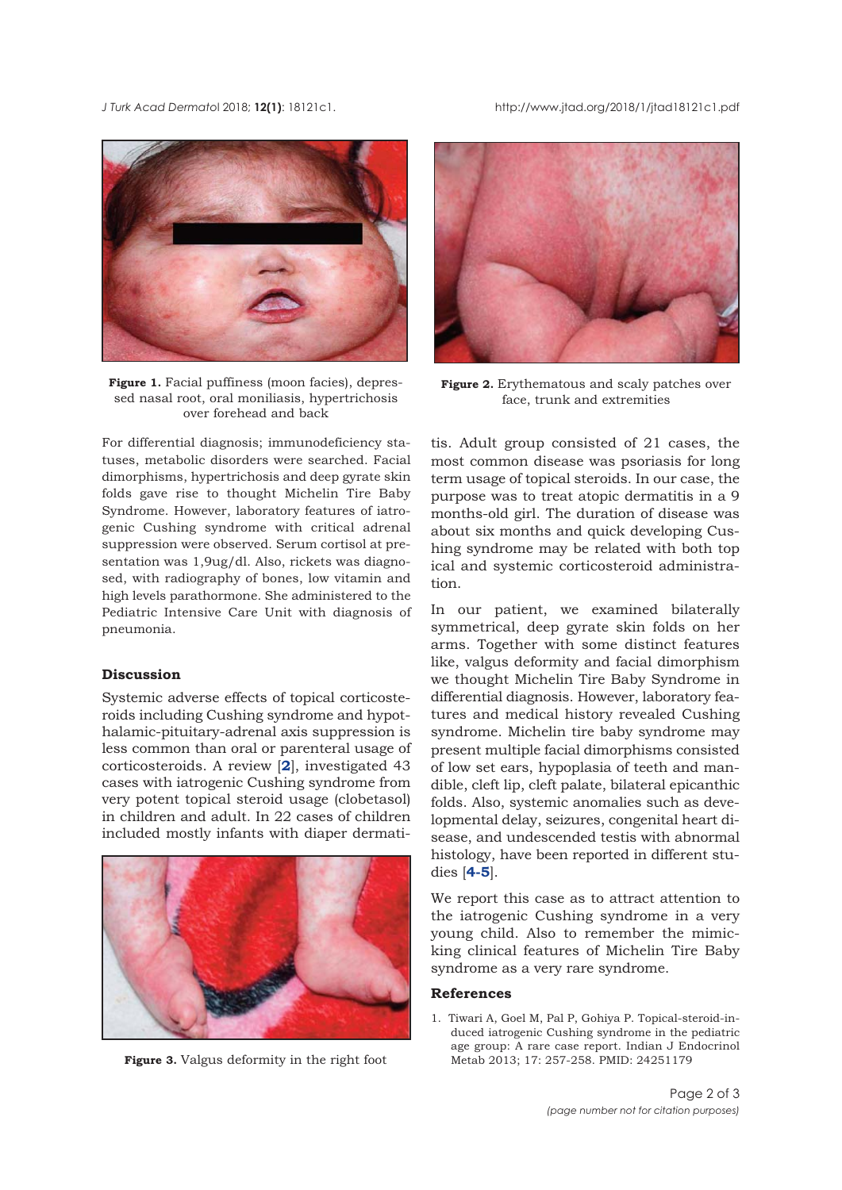Figure 1. Facial puffiness (moon facies), depressed nasal root, oral moniliasis, hypertrichosis over forehead and back

Figure 2. Erythematous and scaly patches over face, trunk and extremities

For differential diagnosis; immunodeficiency statuses, metabolic disorders were searched. Facial dimorphisms, hypertrichosis and deep gyrate skin folds gave rise to thought Michelin Tire Baby Syndrome. However, laboratory features of iatrogenic Cushing syndrome with critical adrenal suppression were observed. Serum cortisol at presentation was 1,9ug/dl. Also, rickets was diagnosed, with radiography of bones, low vitamin and high levels parathormone. She administered to the Pediatric Intensive Care Unit with diagnosis of pneumonia.

## Discussion

Systemic adverse effects of topical corticosteroids including Cushing syndrome and hypothalamic-pituitary-adrenal axis suppression is less common than oral or parenteral usage of corticosteroids. A review [2], investigated 43 cases with iatrogenic Cushing syndrome from very potent topical steroid usage (clobetasol) in children and adult. In 22 cases of children included mostly infants with diaper dermatitis. Adult group consisted of 21 cases, the most common disease was psoriasis for long term usage of topical steroids. In our case, the purpose was to treat atopic dermatitis in a 9 months-old girl. The duration of disease was about six months and quick developing Cushing syndrome may be related with both top ical and systemic corticosteroid administration.

Figure 3. Valgus deformity in the right foot

In our patient, we examined bilaterally symmetrical, deep gyrate skin folds on her arms. Together with some distinct features like, valgus deformity and facial dimorphism we thought Michelin Tire Baby Syndrome in differential diagnosis. However, laboratory features and medical history revealed Cushing syndrome. Michelin tire baby syndrome may present multiple facial dimorphisms consisted of low set ears, hypoplasia of teeth and mandible, cleft lip, cleft palate, bilateral epicanthic folds. Also, systemic anomalies such as developmental delay, seizures, congenital heart disease, and undescended testis with abnormal histology, have been reported in different studies [4-5].

We report this case as to attract attention to the iatrogenic Cushing syndrome in a very young child. Also to remember the mimicking clinical features of Michelin Tire Baby syndrome as a very rare syndrome.

## References

1. Tiwari A, Goel M, Pal P, Gohiya P. Topical-steroid-induced iatrogenic Cushing syndrome in the pediatric age group: A rare case report. Indian J Endocrinol Metab 2013; 17: 257-258. PMID: 24251179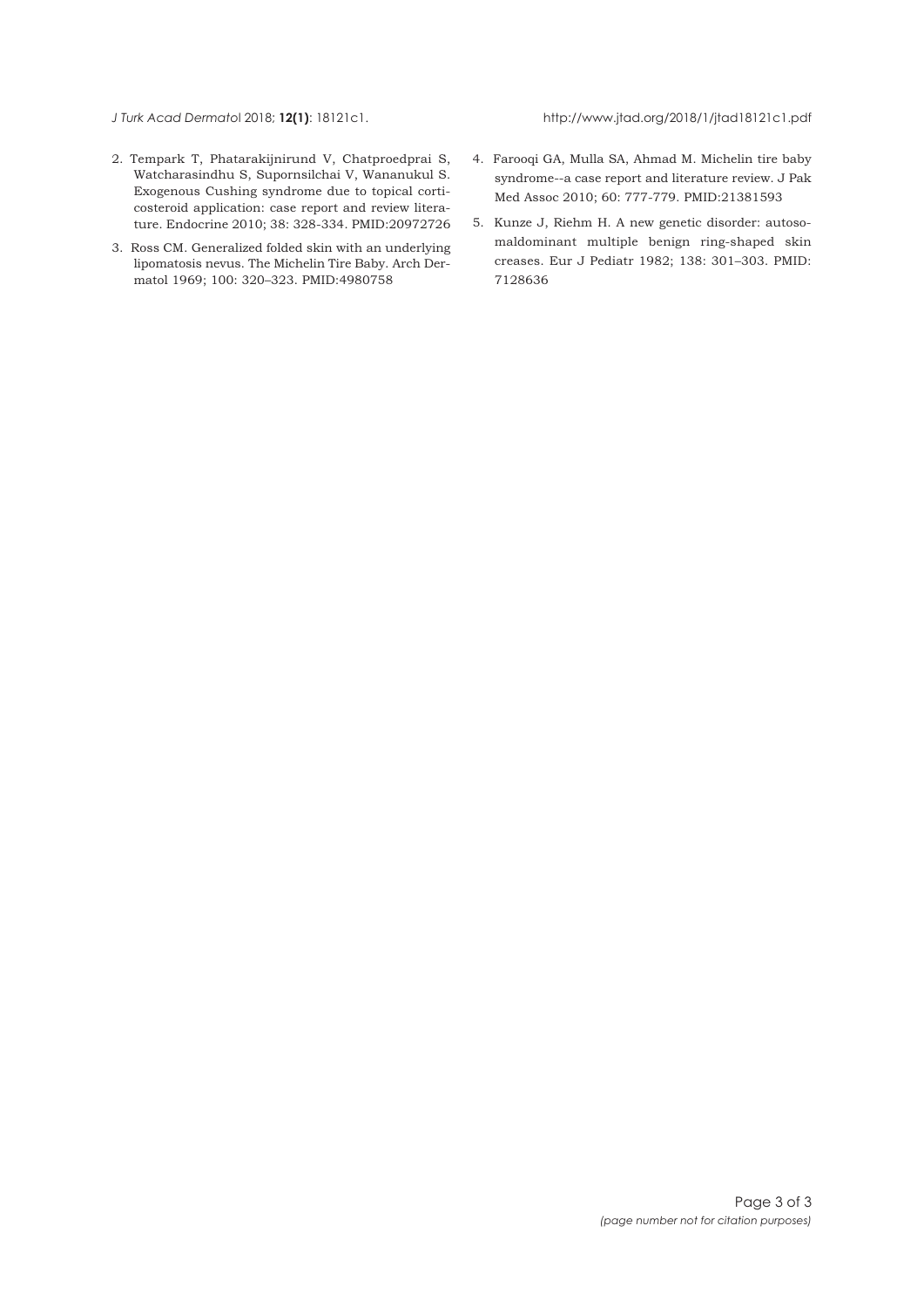2. Tempark T, Phatarakijnirund V, Chatproedprai S, Watcharasindhu S, Supornsilchai V, Wananukul S. Exogenous Cushing syndrome due to topical corticosteroid application: case report and review literature. Endocrine 2010; 38: 328-334. PMID:20972726

3. Ross CM. Generalized folded skin with an underlying lipomatosis nevus. The Michelin Tire Baby. Arch Dermatol 1969; 100: 320–323. PMID:4980758

4. Farooqi GA, Mulla SA, Ahmad M. Michelin tire baby syndrome--a case report and literature review. J Pak Med Assoc 2010; 60: 777-779. PMID:21381593

5. Kunze J, Riehm H. A new genetic disorder: autosomaldominant multiple benign ring-shaped skin creases. Eur J Pediatr 1982; 138: 301–303. PMID: 7128636